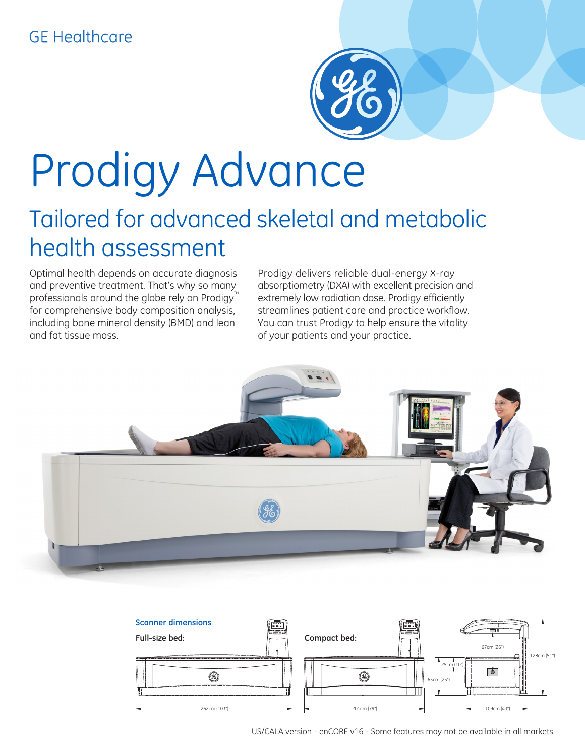GE Healthcare

# Prodigy Advance

## Tailored for advanced skeletal and metabolic health assessment

Optimal health depends on accurate diagnosis and preventive treatment. That's why so many professionals around the globe rely on Prodigy™ for comprehensive body composition analysis, including bone mineral density (BMD) and lean and fat tissue mass.

Prodigy delivers reliable dual-energy X-ray absorptiometry (DXA) with excellent precision and extremely low radiation dose. Prodigy efficiently streamlines patient care and practice workflow. You can trust Prodigy to help ensure the vitality of your patients and your practice.

**Scanner dimensions**

**Full-size bed:**

262cm (103")

**Compact bed:**

201cm (79")

67cm (26")

128cm (51")

25cm (10")

63cm (25")

109cm (43")

US/CALA version - enCORE v16 - Some features may not be available in all markets.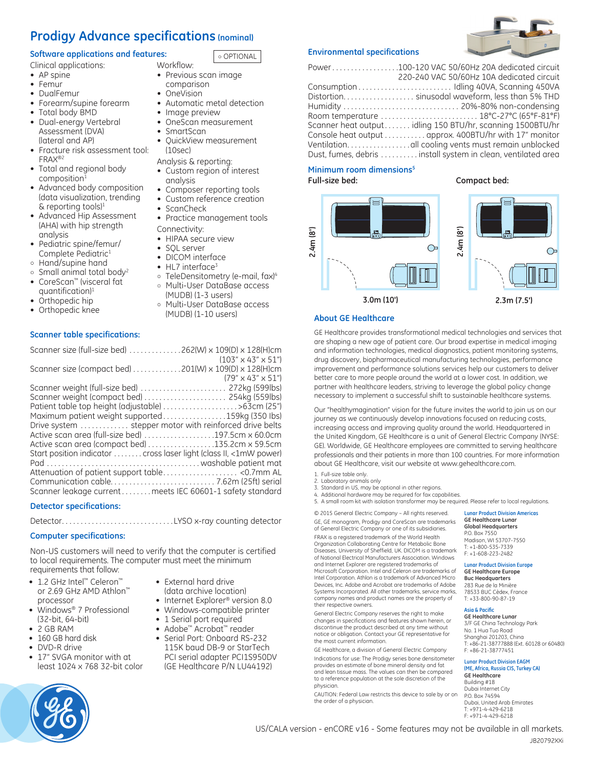# Prodigy Advance specifications (nominal)

## Software applications and features:

○ OPTIONAL

Clinical applications:

- AP spine
- Femur
- DualFemur
- Forearm/supine forearm
- Total body BMD
- Dual-energy Vertebral Assessment (DVA) (lateral and AP)
- Fracture risk assessment tool: FRAX®[2]
- Total and regional body composition[1]
- Advanced body composition (data visualization, trending & reporting tools)[1]
- Advanced Hip Assessment (AHA) with hip strength analysis
- Pediatric spine/femur/ Complete Pediatric[1]
- ○ Hand/supine hand
- ○ Small animal total body[2]
- CoreScan™ (visceral fat quantification)[1]
- Orthopedic hip
- Orthopedic knee

Workflow:

- Previous scan image comparison
- OneVision
- Automatic metal detection
- Image preview
- OneScan measurement
- SmartScan
- QuickView measurement (10sec)

Analysis & reporting:

- Custom region of interest analysis
- Composer reporting tools
- Custom reference creation
- ScanCheck
- Practice management tools

Connectivity:

- HIPAA secure view
- SQL server
- DICOM interface
- HL7 interface[3]
- ○ TeleDensitometry (e-mail, fax)[4]
- ○ Multi-User DataBase access (MUDB) (1-3 users)
- ○ Multi-User DataBase access (MUDB) (1-10 users)

## Scanner table specifications:

| | |
|---|---|
| Scanner size (full-size bed) | 262(W) x 109(D) x 128(H)cm (103" x 43" x 51") |
| Scanner size (compact bed) | 201(W) x 109(D) x 128(H)cm (79" x 43" x 51") |
| Scanner weight (full-size bed) | 272kg (599lbs) |
| Scanner weight (compact bed) | 254kg (559lbs) |
| Patient table top height (adjustable) | >63cm (25") |
| Maximum patient weight supported | 159kg (350 lbs) |
| Drive system | stepper motor with reinforced drive belts |
| Active scan area (full-size bed) | 197.5cm x 60.0cm |
| Active scan area (compact bed) | 135.2cm x 59.5cm |
| Start position indicator | cross laser light (class II, <1mW power) |
| Pad | washable patient mat |
| Attenuation of patient support table | <0.7mm AL |
| Communication cable | 7.62m (25ft) serial |
| Scanner leakage current | meets IEC 60601-1 safety standard |

## Detector specifications:

| | |
|---|---|
| Detector | LYSO x-ray counting detector |

## Computer specifications:

Non-US customers will need to verify that the computer is certified to local requirements. The computer must meet the minimum requirements that follow:

- 1.2 GHz Intel™ Celeron™ or 2.69 GHz AMD Athlon™ processor
- Windows® 7 Professional (32-bit, 64-bit)
- 2 GB RAM
- 160 GB hard disk
- DVD-R drive
- 17" SVGA monitor with at least 1024 x 768 32-bit color
- External hard drive (data archive location)
- Internet Explorer® version 8.0
- Windows-compatible printer
- 1 Serial port required
- Adobe™ Acrobat™ reader
- Serial Port: Onboard RS-232 115K baud DB-9 or StarTech PCI serial adapter PCI1S950DV (GE Healthcare P/N LU44192)

## Environmental specifications

| | |
|---|---|
| Power | 100-120 VAC 50/60Hz 20A dedicated circuit; 220-240 VAC 50/60Hz 10A dedicated circuit |
| Consumption | Idling 40VA, Scanning 450VA |
| Distortion | sinusodal waveform, less than 5% THD |
| Humidity | 20%-80% non-condensing |
| Room temperature | 18°C-27°C (65°F-81°F) |
| Scanner heat output | idling 150 BTU/hr, scanning 1500BTU/hr |
| Console heat output | approx. 400BTU/hr with 17" monitor |
| Ventilation | all cooling vents must remain unblocked |
| Dust, fumes, debris | install system in clean, ventilated area |

## Minimum room dimensions[5]

Full-size bed:

2.4m (8')

3.0m (10')

Compact bed:

2.4m (8')

2.3m (7.5')

## About GE Healthcare

GE Healthcare provides transformational medical technologies and services that are shaping a new age of patient care. Our broad expertise in medical imaging and information technologies, medical diagnostics, patient monitoring systems, drug discovery, biopharmaceutical manufacturing technologies, performance improvement and performance solutions services help our customers to deliver better care to more people around the world at a lower cost. In addition, we partner with healthcare leaders, striving to leverage the global policy change necessary to implement a successful shift to sustainable healthcare systems.

Our "healthymagination" vision for the future invites the world to join us on our journey as we continuously develop innovations focused on reducing costs, increasing access and improving quality around the world. Headquartered in the United Kingdom, GE Healthcare is a unit of General Electric Company (NYSE: GE). Worldwide, GE Healthcare employees are committed to serving healthcare professionals and their patients in more than 100 countries. For more information about GE Healthcare, visit our website at www.gehealthcare.com.

1. Full-size table only.
2. Laboratory animals only
3. Standard in US, may be optional in other regions.
4. Additional hardware may be required for fax capabilities.
5. A small room kit with isolation transformer may be required. Please refer to local regulations.

© 2015 General Electric Company – All rights reserved.

GE, GE monogram, Prodigy and CoreScan are trademarks of General Electric Company or one of its subsidiaries.

FRAX is a registered trademark of the World Health Organization Collaborating Centre for Metabolic Bone Diseases, University of Sheffield, UK. DICOM is a trademark of National Electrical Manufacturers Association. Windows and Internet Explorer are registered trademarks of Microsoft Corporation. Intel and Celeron are trademarks of Intel Corporation. Athlon is a trademark of Advanced Micro Devices, Inc. Adobe and Acrobat are trademarks of Adobe Systems Incorporated. All other trademarks, service marks, company names and product names are the property of their respective owners.

General Electric Company reserves the right to make changes in specifications and features shown herein, or discontinue the product described at any time without notice or obligation. Contact your GE representative for the most current information.

GE Healthcare, a division of General Electric Company

Indications for use: The Prodigy series bone densitometer provides an estimate of bone mineral density and fat and lean tissue mass. The values can then be compared to a reference population at the sole discretion of the physician.

CAUTION: Federal Law restricts this device to sale by or on the order of a physician.

**Lunar Product Division Americas**
**GE Healthcare Lunar**
**Global Headquarters**
P.O. Box 7550
Madison, WI 53707-7550
T: +1-800-535-7339
F: +1-608-223-2482

**Lunar Product Division Europe**
**GE Healthcare Europe**
**Buc Headquarters**
283 Rue de la Minière
78533 BUC Cèdex, France
T: +33-800-90-87-19

**Asia & Pacific**
**GE Healthcare Lunar**
3/F GE China Technology Park
No. 1 Hua Tuo Road
Shanghai 201203, China
T: +86-21-38777888 (Ext. 60128 or 60480)
F: +86-21-38777451

**Lunar Product Division EAGM (ME, Africa, Russia CIS, Turkey CA)**
**GE Healthcare**
Building #18
Dubai Internet City
P.O. Box 74594
Dubai, United Arab Emirates
T: +971-4-429-6218
F: +971-4-429-6218

US/CALA version - enCORE v16 - Some features may not be available in all markets.

JB20792XXi